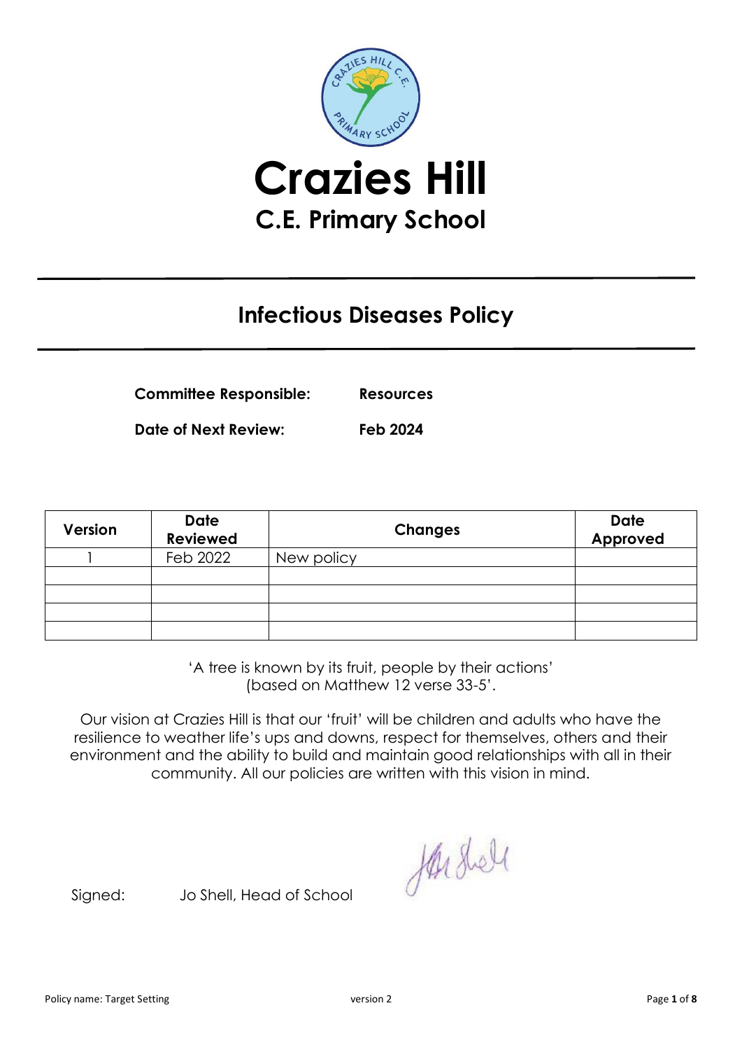# Crazies Hill

## C.E. Primary School

## Infectious Diseases Policy

**Committee Responsible:** **Resources**

**Date of Next Review:** **Feb 2024**

| Version | Date Reviewed | Changes | Date Approved |
|---|---|---|---|
| 1 | Feb 2022 | New policy | |
| | | | |
| | | | |
| | | | |
| | | | |

'A tree is known by its fruit, people by their actions'
(based on Matthew 12 verse 33-5'.

Our vision at Crazies Hill is that our 'fruit' will be children and adults who have the resilience to weather life's ups and downs, respect for themselves, others and their environment and the ability to build and maintain good relationships with all in their community. All our policies are written with this vision in mind.

Signed: Jo Shell, Head of School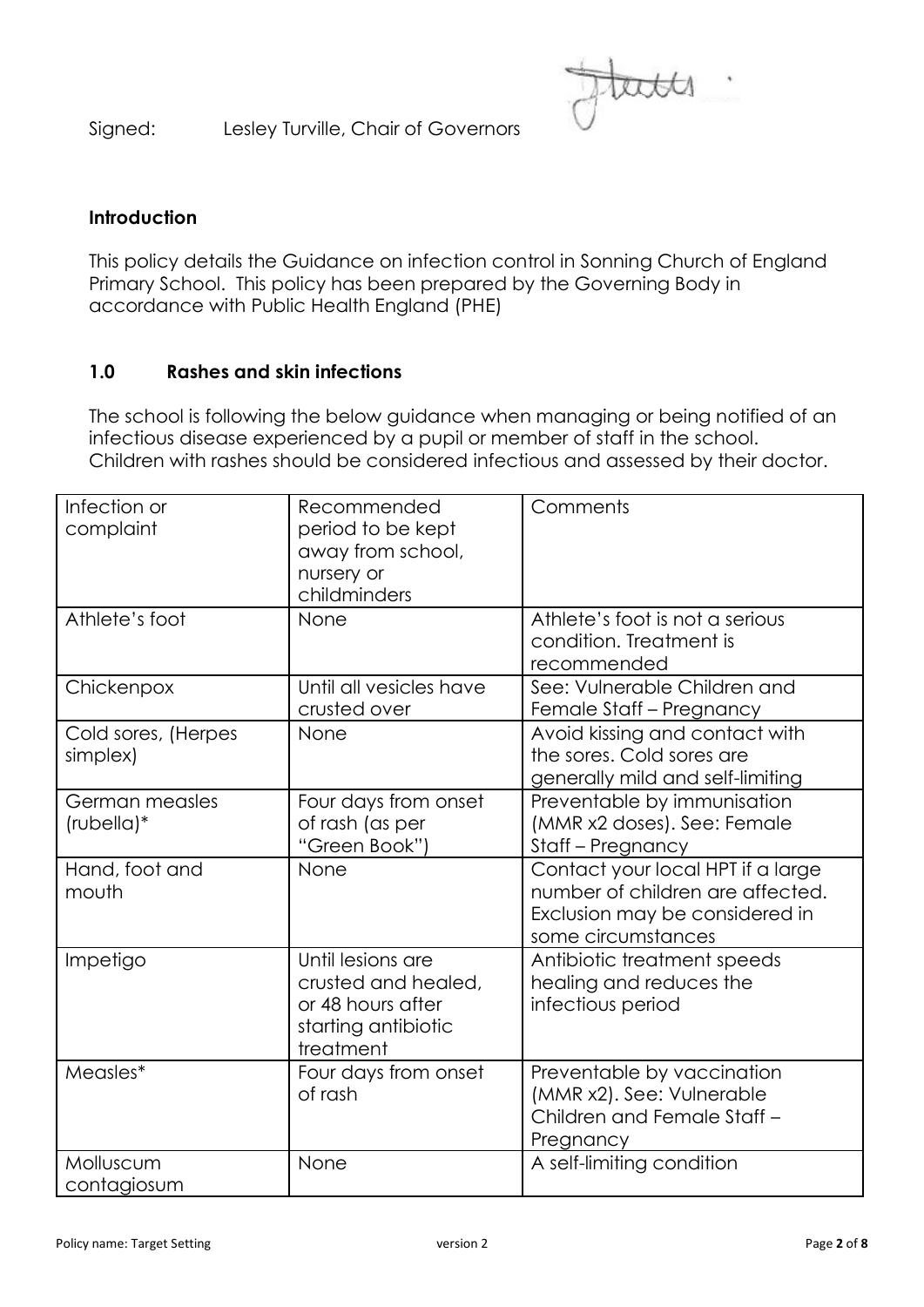Signed: Lesley Turville, Chair of Governors

**Introduction**

This policy details the Guidance on infection control in Sonning Church of England Primary School. This policy has been prepared by the Governing Body in accordance with Public Health England (PHE)

## 1.0 Rashes and skin infections

The school is following the below guidance when managing or being notified of an infectious disease experienced by a pupil or member of staff in the school. Children with rashes should be considered infectious and assessed by their doctor.

| Infection or complaint | Recommended period to be kept away from school, nursery or childminders | Comments |
|---|---|---|
| Athlete's foot | None | Athlete's foot is not a serious condition. Treatment is recommended |
| Chickenpox | Until all vesicles have crusted over | See: Vulnerable Children and Female Staff – Pregnancy |
| Cold sores, (Herpes simplex) | None | Avoid kissing and contact with the sores. Cold sores are generally mild and self-limiting |
| German measles (rubella)* | Four days from onset of rash (as per "Green Book") | Preventable by immunisation (MMR x2 doses). See: Female Staff – Pregnancy |
| Hand, foot and mouth | None | Contact your local HPT if a large number of children are affected. Exclusion may be considered in some circumstances |
| Impetigo | Until lesions are crusted and healed, or 48 hours after starting antibiotic treatment | Antibiotic treatment speeds healing and reduces the infectious period |
| Measles* | Four days from onset of rash | Preventable by vaccination (MMR x2). See: Vulnerable Children and Female Staff – Pregnancy |
| Molluscum contagiosum | None | A self-limiting condition |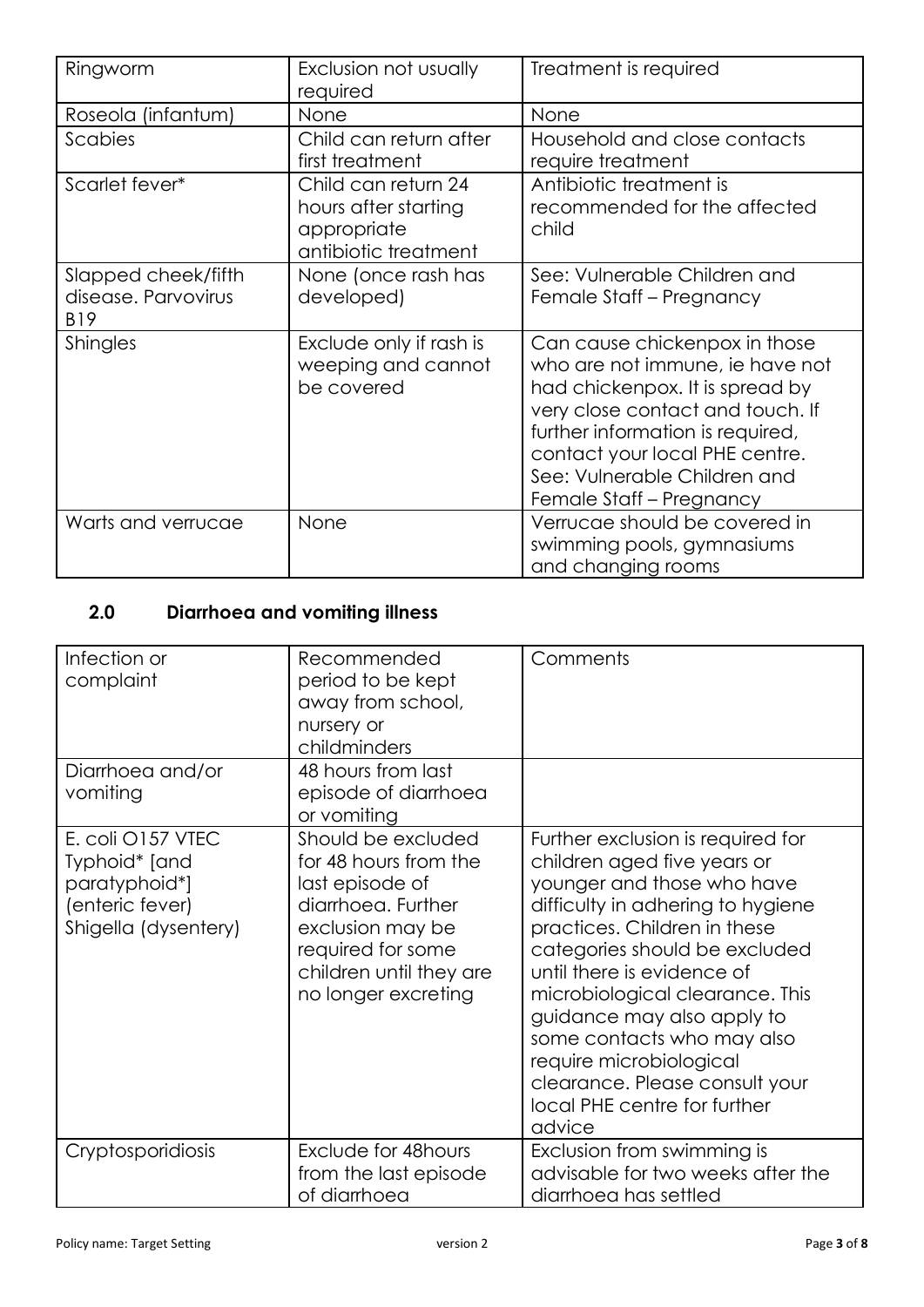| Ringworm | Exclusion not usually required | Treatment is required |
|---|---|---|
| Roseola (infantum) | None | None |
| Scabies | Child can return after first treatment | Household and close contacts require treatment |
| Scarlet fever* | Child can return 24 hours after starting appropriate antibiotic treatment | Antibiotic treatment is recommended for the affected child |
| Slapped cheek/fifth disease. Parvovirus B19 | None (once rash has developed) | See: Vulnerable Children and Female Staff – Pregnancy |
| Shingles | Exclude only if rash is weeping and cannot be covered | Can cause chickenpox in those who are not immune, ie have not had chickenpox. It is spread by very close contact and touch. If further information is required, contact your local PHE centre. See: Vulnerable Children and Female Staff – Pregnancy |
| Warts and verrucae | None | Verrucae should be covered in swimming pools, gymnasiums and changing rooms |

## 2.0 Diarrhoea and vomiting illness

| Infection or complaint | Recommended period to be kept away from school, nursery or childminders | Comments |
|---|---|---|
| Diarrhoea and/or vomiting | 48 hours from last episode of diarrhoea or vomiting | |
| E. coli O157 VTEC Typhoid* [and paratyphoid*] (enteric fever) Shigella (dysentery) | Should be excluded for 48 hours from the last episode of diarrhoea. Further exclusion may be required for some children until they are no longer excreting | Further exclusion is required for children aged five years or younger and those who have difficulty in adhering to hygiene practices. Children in these categories should be excluded until there is evidence of microbiological clearance. This guidance may also apply to some contacts who may also require microbiological clearance. Please consult your local PHE centre for further advice |
| Cryptosporidiosis | Exclude for 48hours from the last episode of diarrhoea | Exclusion from swimming is advisable for two weeks after the diarrhoea has settled |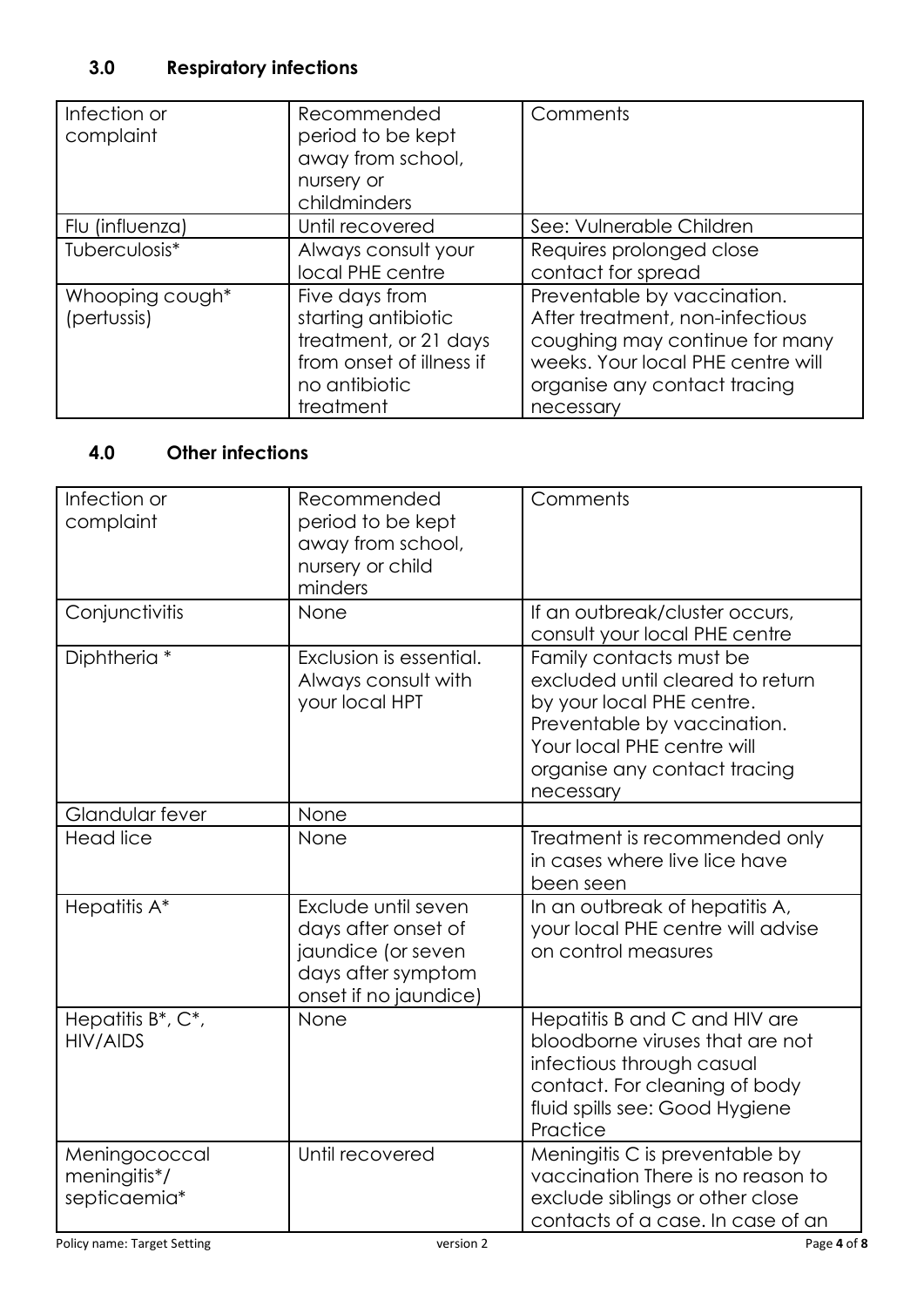## 3.0 Respiratory infections

| Infection or complaint | Recommended period to be kept away from school, nursery or childminders | Comments |
| --- | --- | --- |
| Flu (influenza) | Until recovered | See: Vulnerable Children |
| Tuberculosis* | Always consult your local PHE centre | Requires prolonged close contact for spread |
| Whooping cough* (pertussis) | Five days from starting antibiotic treatment, or 21 days from onset of illness if no antibiotic treatment | Preventable by vaccination. After treatment, non-infectious coughing may continue for many weeks. Your local PHE centre will organise any contact tracing necessary |

## 4.0 Other infections

| Infection or complaint | Recommended period to be kept away from school, nursery or child minders | Comments |
| --- | --- | --- |
| Conjunctivitis | None | If an outbreak/cluster occurs, consult your local PHE centre |
| Diphtheria * | Exclusion is essential. Always consult with your local HPT | Family contacts must be excluded until cleared to return by your local PHE centre. Preventable by vaccination. Your local PHE centre will organise any contact tracing necessary |
| Glandular fever | None | |
| Head lice | None | Treatment is recommended only in cases where live lice have been seen |
| Hepatitis A* | Exclude until seven days after onset of jaundice (or seven days after symptom onset if no jaundice) | In an outbreak of hepatitis A, your local PHE centre will advise on control measures |
| Hepatitis B*, C*, HIV/AIDS | None | Hepatitis B and C and HIV are bloodborne viruses that are not infectious through casual contact. For cleaning of body fluid spills see: Good Hygiene Practice |
| Meningococcal meningitis*/ septicaemia* | Until recovered | Meningitis C is preventable by vaccination There is no reason to exclude siblings or other close contacts of a case. In case of an |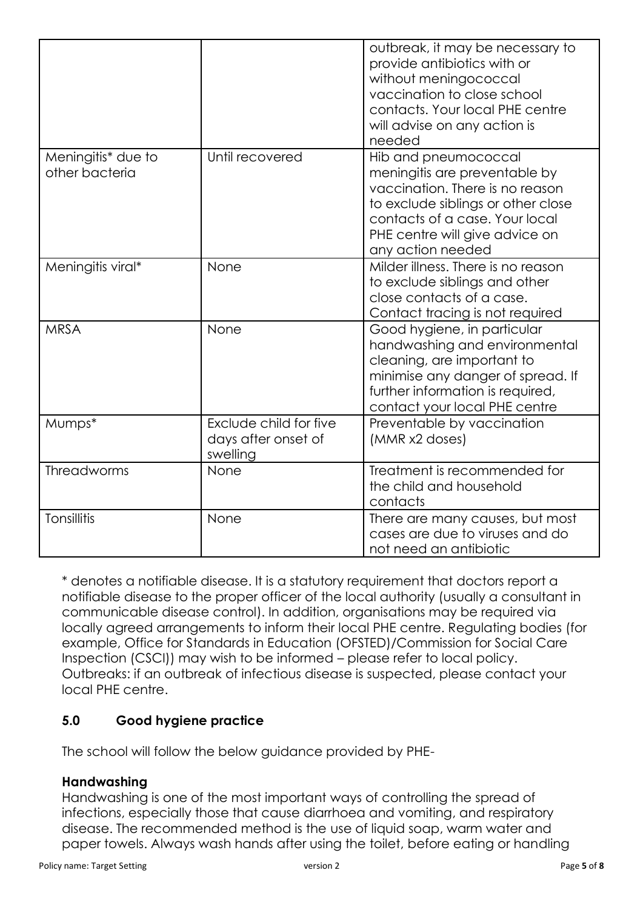| | | |
|---|---|---|
| | | outbreak, it may be necessary to provide antibiotics with or without meningococcal vaccination to close school contacts. Your local PHE centre will advise on any action is needed |
| Meningitis* due to other bacteria | Until recovered | Hib and pneumococcal meningitis are preventable by vaccination. There is no reason to exclude siblings or other close contacts of a case. Your local PHE centre will give advice on any action needed |
| Meningitis viral* | None | Milder illness. There is no reason to exclude siblings and other close contacts of a case. Contact tracing is not required |
| MRSA | None | Good hygiene, in particular handwashing and environmental cleaning, are important to minimise any danger of spread. If further information is required, contact your local PHE centre |
| Mumps* | Exclude child for five days after onset of swelling | Preventable by vaccination (MMR x2 doses) |
| Threadworms | None | Treatment is recommended for the child and household contacts |
| Tonsillitis | None | There are many causes, but most cases are due to viruses and do not need an antibiotic |

* denotes a notifiable disease. It is a statutory requirement that doctors report a notifiable disease to the proper officer of the local authority (usually a consultant in communicable disease control). In addition, organisations may be required via locally agreed arrangements to inform their local PHE centre. Regulating bodies (for example, Office for Standards in Education (OFSTED)/Commission for Social Care Inspection (CSCI)) may wish to be informed – please refer to local policy. Outbreaks: if an outbreak of infectious disease is suspected, please contact your local PHE centre.

## 5.0 Good hygiene practice

The school will follow the below guidance provided by PHE-

**Handwashing**

Handwashing is one of the most important ways of controlling the spread of infections, especially those that cause diarrhoea and vomiting, and respiratory disease. The recommended method is the use of liquid soap, warm water and paper towels. Always wash hands after using the toilet, before eating or handling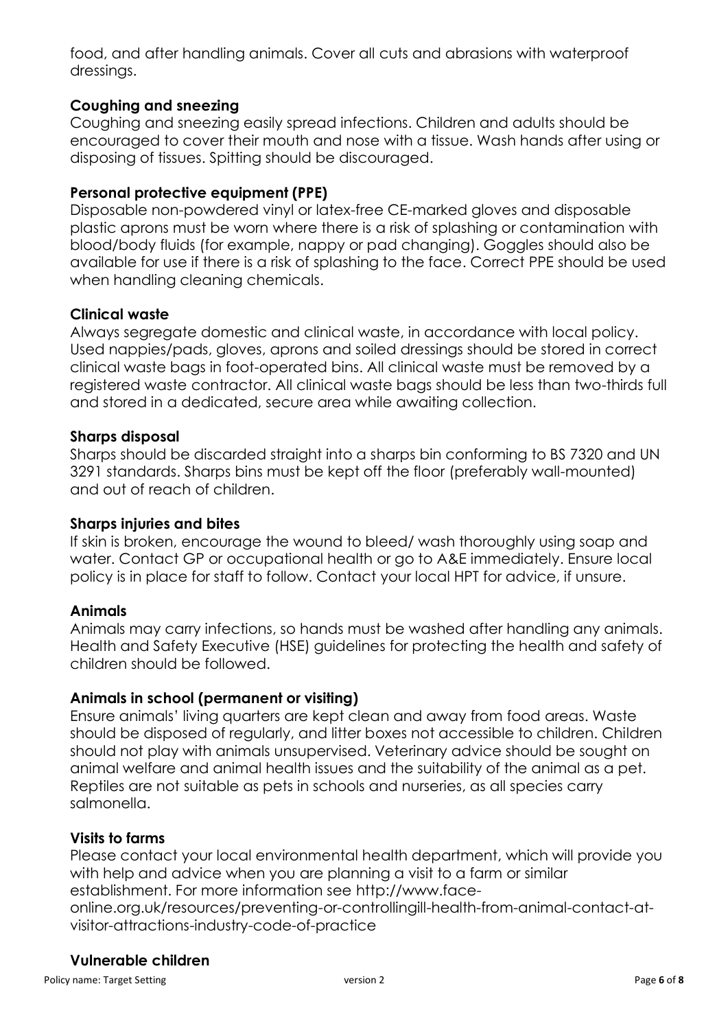food, and after handling animals. Cover all cuts and abrasions with waterproof dressings.

### Coughing and sneezing

Coughing and sneezing easily spread infections. Children and adults should be encouraged to cover their mouth and nose with a tissue. Wash hands after using or disposing of tissues. Spitting should be discouraged.

### Personal protective equipment (PPE)

Disposable non-powdered vinyl or latex-free CE-marked gloves and disposable plastic aprons must be worn where there is a risk of splashing or contamination with blood/body fluids (for example, nappy or pad changing). Goggles should also be available for use if there is a risk of splashing to the face. Correct PPE should be used when handling cleaning chemicals.

### Clinical waste

Always segregate domestic and clinical waste, in accordance with local policy. Used nappies/pads, gloves, aprons and soiled dressings should be stored in correct clinical waste bags in foot-operated bins. All clinical waste must be removed by a registered waste contractor. All clinical waste bags should be less than two-thirds full and stored in a dedicated, secure area while awaiting collection.

### Sharps disposal

Sharps should be discarded straight into a sharps bin conforming to BS 7320 and UN 3291 standards. Sharps bins must be kept off the floor (preferably wall-mounted) and out of reach of children.

### Sharps injuries and bites

If skin is broken, encourage the wound to bleed/ wash thoroughly using soap and water. Contact GP or occupational health or go to A&E immediately. Ensure local policy is in place for staff to follow. Contact your local HPT for advice, if unsure.

### Animals

Animals may carry infections, so hands must be washed after handling any animals. Health and Safety Executive (HSE) guidelines for protecting the health and safety of children should be followed.

### Animals in school (permanent or visiting)

Ensure animals' living quarters are kept clean and away from food areas. Waste should be disposed of regularly, and litter boxes not accessible to children. Children should not play with animals unsupervised. Veterinary advice should be sought on animal welfare and animal health issues and the suitability of the animal as a pet. Reptiles are not suitable as pets in schools and nurseries, as all species carry salmonella.

### Visits to farms

Please contact your local environmental health department, which will provide you with help and advice when you are planning a visit to a farm or similar establishment. For more information see http://www.face-online.org.uk/resources/preventing-or-controllingill-health-from-animal-contact-at-visitor-attractions-industry-code-of-practice

### Vulnerable children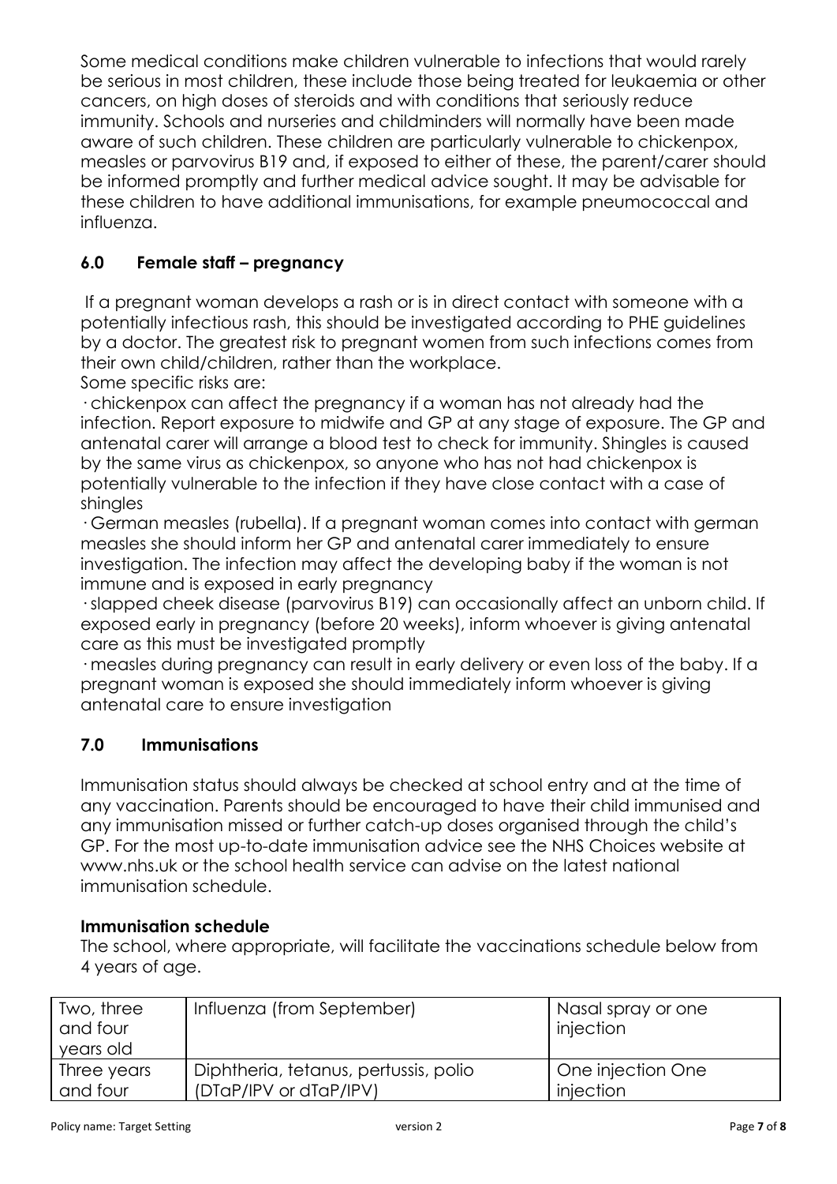Some medical conditions make children vulnerable to infections that would rarely be serious in most children, these include those being treated for leukaemia or other cancers, on high doses of steroids and with conditions that seriously reduce immunity. Schools and nurseries and childminders will normally have been made aware of such children. These children are particularly vulnerable to chickenpox, measles or parvovirus B19 and, if exposed to either of these, the parent/carer should be informed promptly and further medical advice sought. It may be advisable for these children to have additional immunisations, for example pneumococcal and influenza.

## 6.0 Female staff – pregnancy

If a pregnant woman develops a rash or is in direct contact with someone with a potentially infectious rash, this should be investigated according to PHE guidelines by a doctor. The greatest risk to pregnant women from such infections comes from their own child/children, rather than the workplace.

Some specific risks are:

· chickenpox can affect the pregnancy if a woman has not already had the infection. Report exposure to midwife and GP at any stage of exposure. The GP and antenatal carer will arrange a blood test to check for immunity. Shingles is caused by the same virus as chickenpox, so anyone who has not had chickenpox is potentially vulnerable to the infection if they have close contact with a case of shingles

· German measles (rubella). If a pregnant woman comes into contact with german measles she should inform her GP and antenatal carer immediately to ensure investigation. The infection may affect the developing baby if the woman is not immune and is exposed in early pregnancy

· slapped cheek disease (parvovirus B19) can occasionally affect an unborn child. If exposed early in pregnancy (before 20 weeks), inform whoever is giving antenatal care as this must be investigated promptly

· measles during pregnancy can result in early delivery or even loss of the baby. If a pregnant woman is exposed she should immediately inform whoever is giving antenatal care to ensure investigation

## 7.0 Immunisations

Immunisation status should always be checked at school entry and at the time of any vaccination. Parents should be encouraged to have their child immunised and any immunisation missed or further catch-up doses organised through the child's GP. For the most up-to-date immunisation advice see the NHS Choices website at www.nhs.uk or the school health service can advise on the latest national immunisation schedule.

### Immunisation schedule

The school, where appropriate, will facilitate the vaccinations schedule below from 4 years of age.

| | | |
|---|---|---|
| Two, three and four years old | Influenza (from September) | Nasal spray or one injection |
| Three years and four | Diphtheria, tetanus, pertussis, polio (DTaP/IPV or dTaP/IPV) | One injection One injection |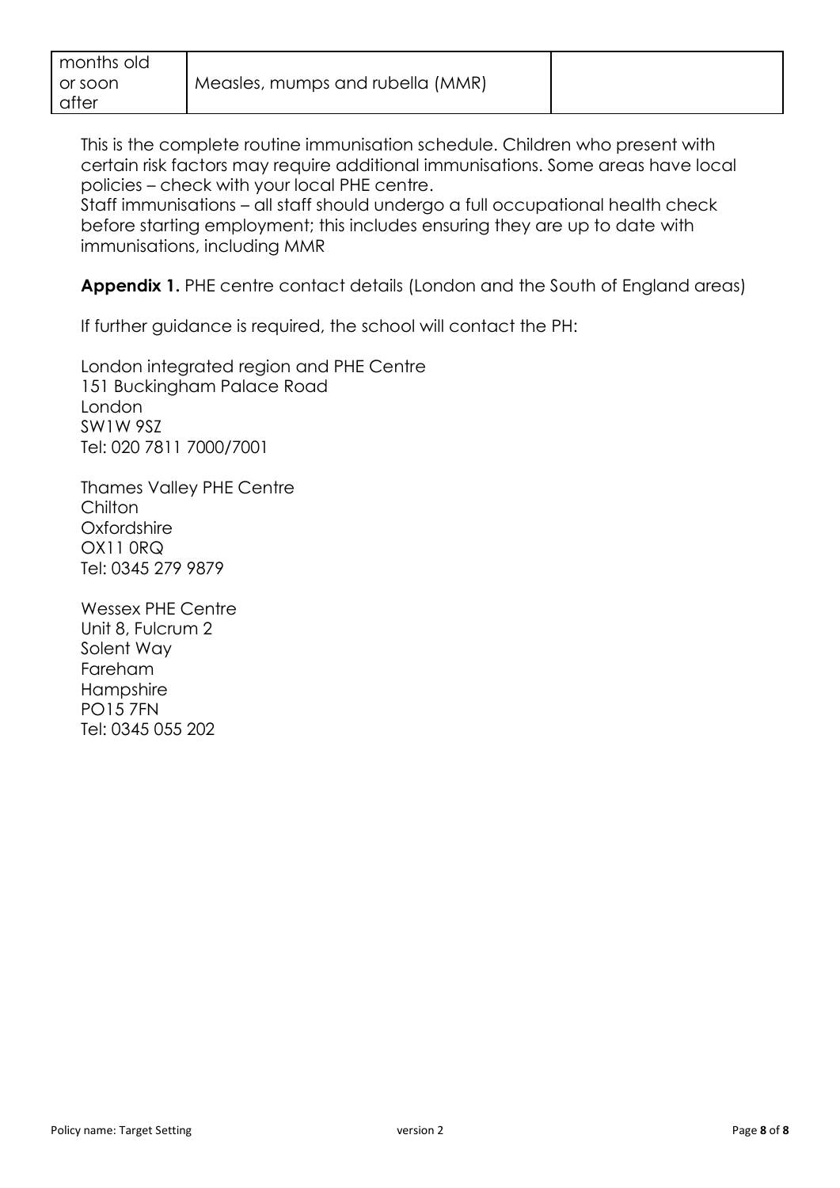| | | |
|---|---|---|
| months old or soon after | Measles, mumps and rubella (MMR) | |

This is the complete routine immunisation schedule. Children who present with certain risk factors may require additional immunisations. Some areas have local policies – check with your local PHE centre.
Staff immunisations – all staff should undergo a full occupational health check before starting employment; this includes ensuring they are up to date with immunisations, including MMR

**Appendix 1.** PHE centre contact details (London and the South of England areas)

If further guidance is required, the school will contact the PH:

London integrated region and PHE Centre
151 Buckingham Palace Road
London
SW1W 9SZ
Tel: 020 7811 7000/7001

Thames Valley PHE Centre
Chilton
Oxfordshire
OX11 0RQ
Tel: 0345 279 9879

Wessex PHE Centre
Unit 8, Fulcrum 2
Solent Way
Fareham
Hampshire
PO15 7FN
Tel: 0345 055 202